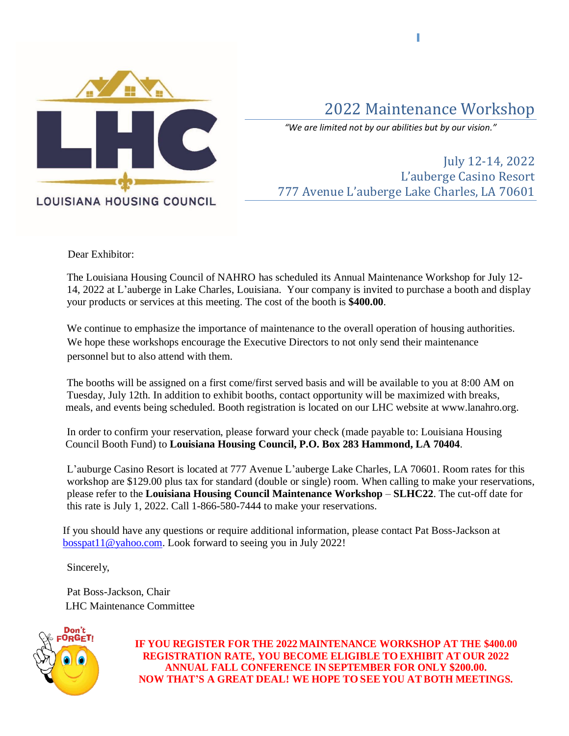LOUISIANA HOUSING COUNCIL

# 2022 Maintenance Workshop

*"We are limited not by our abilities but by our vision."*

July 12-14, 2022
L'auberge Casino Resort
777 Avenue L'auberge Lake Charles, LA 70601

Dear Exhibitor:

The Louisiana Housing Council of NAHRO has scheduled its Annual Maintenance Workshop for July 12-14, 2022 at L'auberge in Lake Charles, Louisiana. Your company is invited to purchase a booth and display your products or services at this meeting. The cost of the booth is **$400.00**.

We continue to emphasize the importance of maintenance to the overall operation of housing authorities. We hope these workshops encourage the Executive Directors to not only send their maintenance personnel but to also attend with them.

The booths will be assigned on a first come/first served basis and will be available to you at 8:00 AM on Tuesday, July 12th. In addition to exhibit booths, contact opportunity will be maximized with breaks, meals, and events being scheduled. Booth registration is located on our LHC website at www.lanahro.org.

In order to confirm your reservation, please forward your check (made payable to: Louisiana Housing Council Booth Fund) to **Louisiana Housing Council, P.O. Box 283 Hammond, LA 70404**.

L'auburge Casino Resort is located at 777 Avenue L'auberge Lake Charles, LA 70601. Room rates for this workshop are $129.00 plus tax for standard (double or single) room. When calling to make your reservations, please refer to the **Louisiana Housing Council Maintenance Workshop** – **SLHC22**. The cut-off date for this rate is July 1, 2022. Call 1-866-580-7444 to make your reservations.

If you should have any questions or require additional information, please contact Pat Boss-Jackson at bosspat11@yahoo.com. Look forward to seeing you in July 2022!

Sincerely,

Pat Boss-Jackson, Chair
LHC Maintenance Committee

Don't FORGET!

**IF YOU REGISTER FOR THE 2022 MAINTENANCE WORKSHOP AT THE $400.00 REGISTRATION RATE, YOU BECOME ELIGIBLE TO EXHIBIT AT OUR 2022 ANNUAL FALL CONFERENCE IN SEPTEMBER FOR ONLY $200.00. NOW THAT'S A GREAT DEAL! WE HOPE TO SEE YOU AT BOTH MEETINGS.**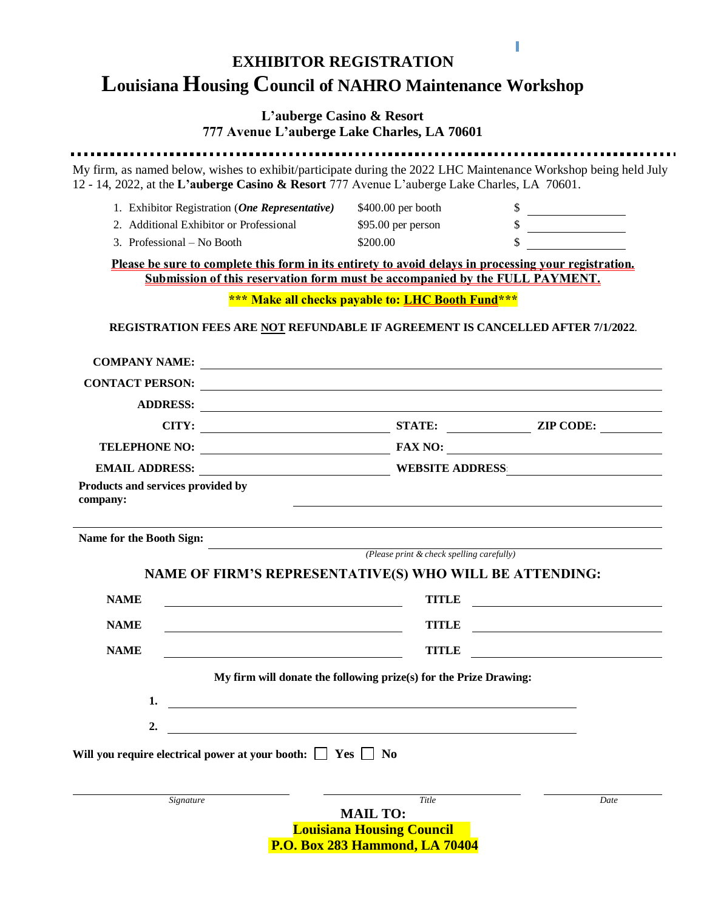# EXHIBITOR REGISTRATION

# Louisiana Housing Council of NAHRO Maintenance Workshop

**L'auberge Casino & Resort**
**777 Avenue L'auberge Lake Charles, LA 70601**

My firm, as named below, wishes to exhibit/participate during the 2022 LHC Maintenance Workshop being held July 12 - 14, 2022, at the **L'auberge Casino & Resort** 777 Avenue L'auberge Lake Charles, LA 70601.

| | | |
|---|---|---|
| 1. Exhibitor Registration (***One Representative)*** | $400.00 per booth | $ ____________ |
| 2. Additional Exhibitor or Professional | $95.00 per person | $ ____________ |
| 3. Professional – No Booth | $200.00 | $ ____________ |

**Please be sure to complete this form in its entirety to avoid delays in processing your registration. Submission of this reservation form must be accompanied by the FULL PAYMENT.**

**\*\*\* Make all checks payable to: LHC Booth Fund\*\*\***

**REGISTRATION FEES ARE NOT REFUNDABLE IF AGREEMENT IS CANCELLED AFTER 7/1/2022**.

**COMPANY NAME:** ________________________________

**CONTACT PERSON:** ________________________________

**ADDRESS:** ________________________________

**CITY:** ____________ **STATE:** ____________ **ZIP CODE:** ____________

**TELEPHONE NO:** ____________ **FAX NO:** ____________

**EMAIL ADDRESS:** ____________ **WEBSITE ADDRESS:** ____________

**Products and services provided by company:** ________________________________

________________________________

**Name for the Booth Sign:** ________________________________

*(Please print & check spelling carefully)*

## NAME OF FIRM'S REPRESENTATIVE(S) WHO WILL BE ATTENDING:

**NAME** ____________ **TITLE** ____________

**NAME** ____________ **TITLE** ____________

**NAME** ____________ **TITLE** ____________

**My firm will donate the following prize(s) for the Prize Drawing:**

**1.** ________________________________

**2.** ________________________________

**Will you require electrical power at your booth:** ☐ **Yes** ☐ **No**

____________ ____________ ____________
*Signature* *Title* *Date*

**MAIL TO:**
**Louisiana Housing Council**
**P.O. Box 283 Hammond, LA 70404**